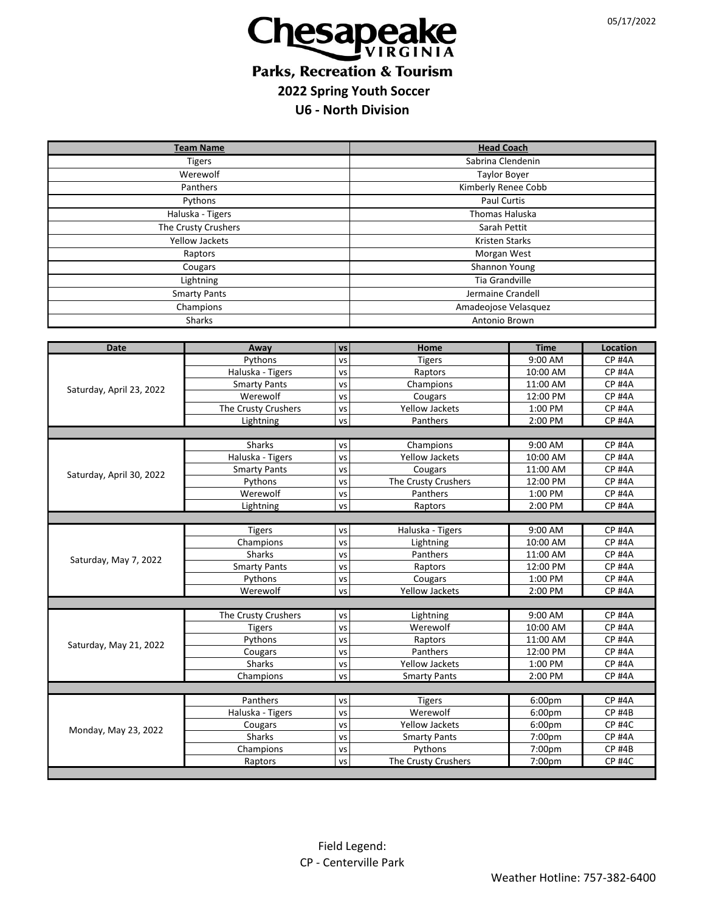05/17/2022

# Chesapeake VIRGINIA

## Parks, Recreation & Tourism

## 2022 Spring Youth Soccer

## U6 - North Division

| Team Name | Head Coach |
|---|---|
| Tigers | Sabrina Clendenin |
| Werewolf | Taylor Boyer |
| Panthers | Kimberly Renee Cobb |
| Pythons | Paul Curtis |
| Haluska - Tigers | Thomas Haluska |
| The Crusty Crushers | Sarah Pettit |
| Yellow Jackets | Kristen Starks |
| Raptors | Morgan West |
| Cougars | Shannon Young |
| Lightning | Tia Grandville |
| Smarty Pants | Jermaine Crandell |
| Champions | Amadeojose Velasquez |
| Sharks | Antonio Brown |

| Date | Away | vs | Home | Time | Location |
|---|---|---|---|---|---|
| Saturday, April 23, 2022 | Pythons | vs | Tigers | 9:00 AM | CP #4A |
| | Haluska - Tigers | vs | Raptors | 10:00 AM | CP #4A |
| | Smarty Pants | vs | Champions | 11:00 AM | CP #4A |
| | Werewolf | vs | Cougars | 12:00 PM | CP #4A |
| | The Crusty Crushers | vs | Yellow Jackets | 1:00 PM | CP #4A |
| | Lightning | vs | Panthers | 2:00 PM | CP #4A |
| Saturday, April 30, 2022 | Sharks | vs | Champions | 9:00 AM | CP #4A |
| | Haluska - Tigers | vs | Yellow Jackets | 10:00 AM | CP #4A |
| | Smarty Pants | vs | Cougars | 11:00 AM | CP #4A |
| | Pythons | vs | The Crusty Crushers | 12:00 PM | CP #4A |
| | Werewolf | vs | Panthers | 1:00 PM | CP #4A |
| | Lightning | vs | Raptors | 2:00 PM | CP #4A |
| Saturday, May 7, 2022 | Tigers | vs | Haluska - Tigers | 9:00 AM | CP #4A |
| | Champions | vs | Lightning | 10:00 AM | CP #4A |
| | Sharks | vs | Panthers | 11:00 AM | CP #4A |
| | Smarty Pants | vs | Raptors | 12:00 PM | CP #4A |
| | Pythons | vs | Cougars | 1:00 PM | CP #4A |
| | Werewolf | vs | Yellow Jackets | 2:00 PM | CP #4A |
| Saturday, May 21, 2022 | The Crusty Crushers | vs | Lightning | 9:00 AM | CP #4A |
| | Tigers | vs | Werewolf | 10:00 AM | CP #4A |
| | Pythons | vs | Raptors | 11:00 AM | CP #4A |
| | Cougars | vs | Panthers | 12:00 PM | CP #4A |
| | Sharks | vs | Yellow Jackets | 1:00 PM | CP #4A |
| | Champions | vs | Smarty Pants | 2:00 PM | CP #4A |
| Monday, May 23, 2022 | Panthers | vs | Tigers | 6:00pm | CP #4A |
| | Haluska - Tigers | vs | Werewolf | 6:00pm | CP #4B |
| | Cougars | vs | Yellow Jackets | 6:00pm | CP #4C |
| | Sharks | vs | Smarty Pants | 7:00pm | CP #4A |
| | Champions | vs | Pythons | 7:00pm | CP #4B |
| | Raptors | vs | The Crusty Crushers | 7:00pm | CP #4C |

Field Legend:
CP - Centerville Park

Weather Hotline: 757-382-6400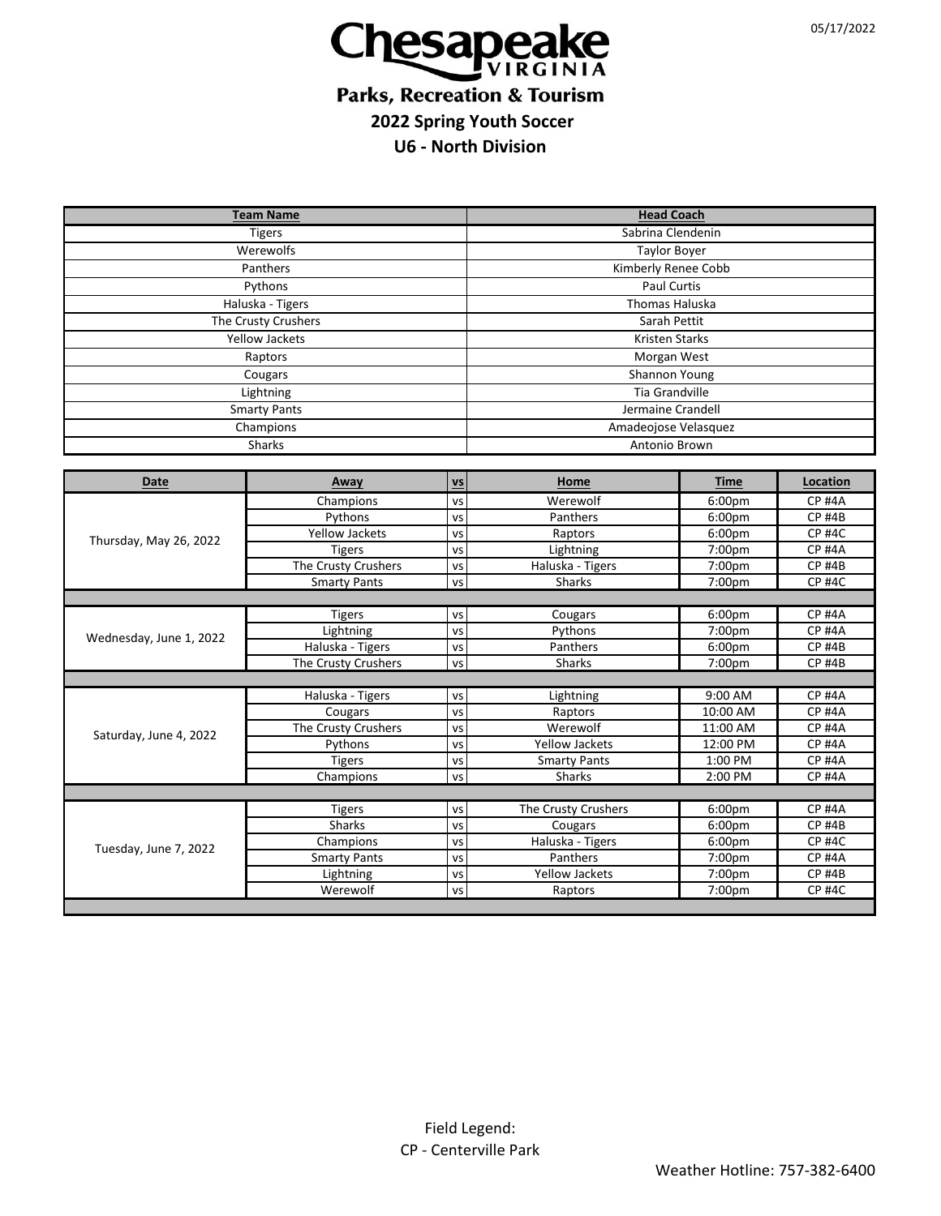05/17/2022

# Chesapeake VIRGINIA

## Parks, Recreation & Tourism

### 2022 Spring Youth Soccer

### U6 - North Division

| Team Name | Head Coach |
|---|---|
| Tigers | Sabrina Clendenin |
| Werewolfs | Taylor Boyer |
| Panthers | Kimberly Renee Cobb |
| Pythons | Paul Curtis |
| Haluska - Tigers | Thomas Haluska |
| The Crusty Crushers | Sarah Pettit |
| Yellow Jackets | Kristen Starks |
| Raptors | Morgan West |
| Cougars | Shannon Young |
| Lightning | Tia Grandville |
| Smarty Pants | Jermaine Crandell |
| Champions | Amadeojose Velasquez |
| Sharks | Antonio Brown |

| Date | Away | vs | Home | Time | Location |
|---|---|---|---|---|---|
| Thursday, May 26, 2022 | Champions | vs | Werewolf | 6:00pm | CP #4A |
| | Pythons | vs | Panthers | 6:00pm | CP #4B |
| | Yellow Jackets | vs | Raptors | 6:00pm | CP #4C |
| | Tigers | vs | Lightning | 7:00pm | CP #4A |
| | The Crusty Crushers | vs | Haluska - Tigers | 7:00pm | CP #4B |
| | Smarty Pants | vs | Sharks | 7:00pm | CP #4C |
| Wednesday, June 1, 2022 | Tigers | vs | Cougars | 6:00pm | CP #4A |
| | Lightning | vs | Pythons | 7:00pm | CP #4A |
| | Haluska - Tigers | vs | Panthers | 6:00pm | CP #4B |
| | The Crusty Crushers | vs | Sharks | 7:00pm | CP #4B |
| Saturday, June 4, 2022 | Haluska - Tigers | vs | Lightning | 9:00 AM | CP #4A |
| | Cougars | vs | Raptors | 10:00 AM | CP #4A |
| | The Crusty Crushers | vs | Werewolf | 11:00 AM | CP #4A |
| | Pythons | vs | Yellow Jackets | 12:00 PM | CP #4A |
| | Tigers | vs | Smarty Pants | 1:00 PM | CP #4A |
| | Champions | vs | Sharks | 2:00 PM | CP #4A |
| Tuesday, June 7, 2022 | Tigers | vs | The Crusty Crushers | 6:00pm | CP #4A |
| | Sharks | vs | Cougars | 6:00pm | CP #4B |
| | Champions | vs | Haluska - Tigers | 6:00pm | CP #4C |
| | Smarty Pants | vs | Panthers | 7:00pm | CP #4A |
| | Lightning | vs | Yellow Jackets | 7:00pm | CP #4B |
| | Werewolf | vs | Raptors | 7:00pm | CP #4C |

Field Legend:
CP - Centerville Park

Weather Hotline: 757-382-6400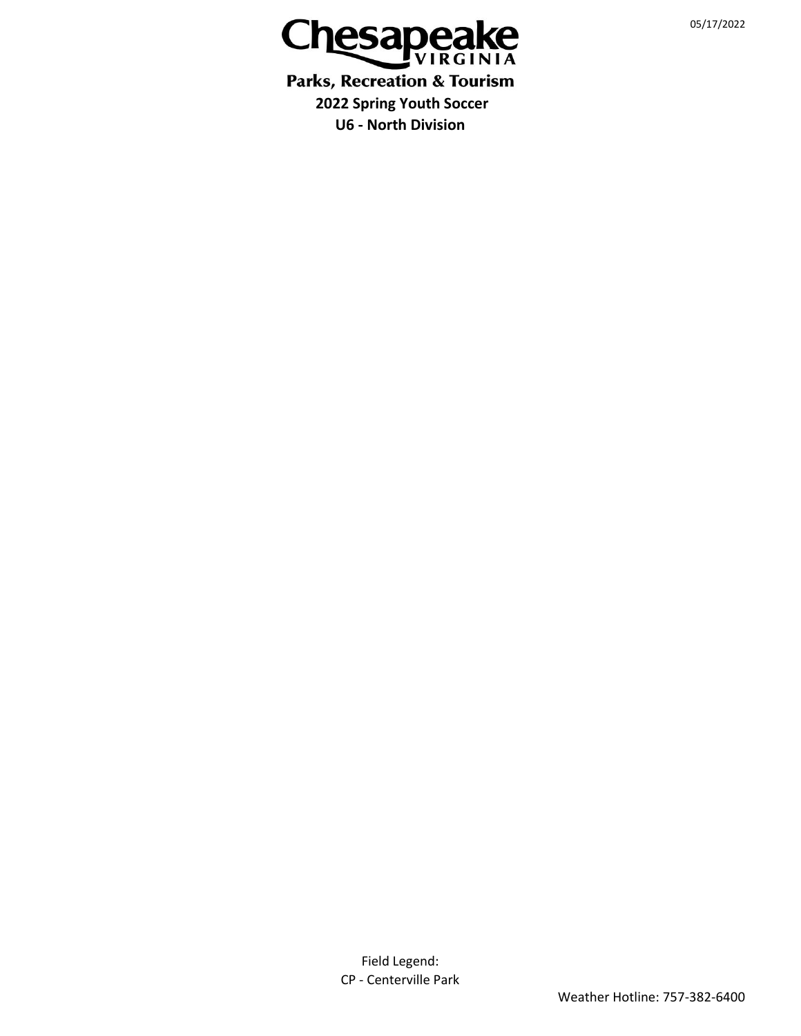# Chesapeake VIRGINIA

## Parks, Recreation & Tourism

**2022 Spring Youth Soccer**

**U6 - North Division**

Field Legend:
CP - Centerville Park

Weather Hotline: 757-382-6400